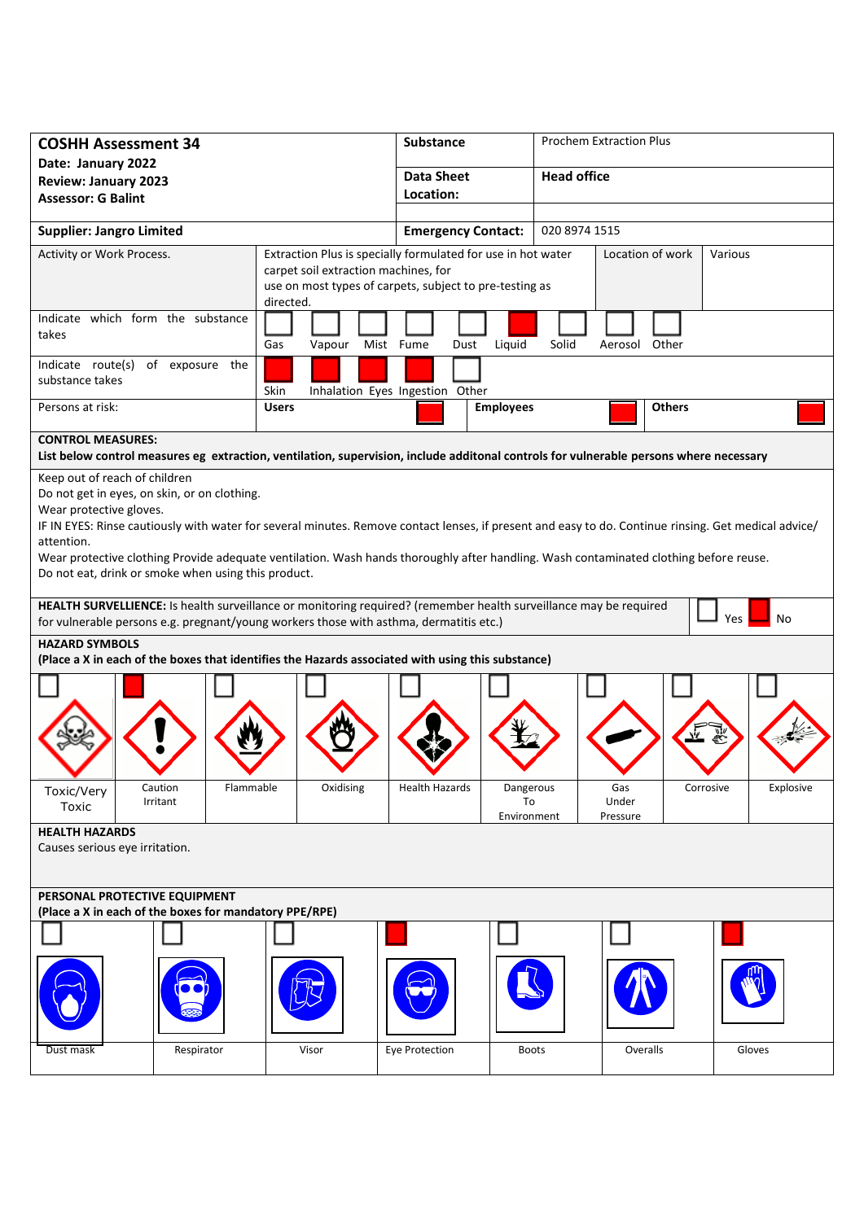| **COSHH Assessment 34**<br>**Date: January 2022**<br>**Review: January 2023**<br>**Assessor: G Balint** | **Substance** | Prochem Extraction Plus |
|---|---|---|
| | **Data Sheet Location:** | **Head office** |
| **Supplier: Jangro Limited** | **Emergency Contact:** | 020 8974 1515 |

| Activity or Work Process. | Extraction Plus is specially formulated for use in hot water carpet soil extraction machines, for use on most types of carpets, subject to pre-testing as directed. | Location of work | Various |
|---|---|---|---|

**Indicate which form the substance takes:**

| Gas | Vapour | Mist | Fume | Dust | Liquid | Solid | Aerosol | Other |
|---|---|---|---|---|---|---|---|---|
| ☐ | ☐ | ☐ | ☐ | ☐ | ☒ | ☐ | ☐ | ☐ |

**Indicate route(s) of exposure the substance takes:**

| Skin | Inhalation | Eyes | Ingestion | Other |
|---|---|---|---|---|
| ☒ | ☒ | ☒ | ☒ | ☐ |

**Persons at risk:**

| Users | Employees | Others |
|---|---|---|
| ☒ | ☒ | ☒ |

**CONTROL MEASURES:**
**List below control measures eg extraction, ventilation, supervision, include additonal controls for vulnerable persons where necessary**

Keep out of reach of children
Do not get in eyes, on skin, or on clothing.
Wear protective gloves.
IF IN EYES: Rinse cautiously with water for several minutes. Remove contact lenses, if present and easy to do. Continue rinsing. Get medical advice/ attention.
Wear protective clothing Provide adequate ventilation. Wash hands thoroughly after handling. Wash contaminated clothing before reuse.
Do not eat, drink or smoke when using this product.

**HEALTH SURVELLIENCE:** Is health surveillance or monitoring required? (remember health surveillance may be required for vulnerable persons e.g. pregnant/young workers those with asthma, dermatitis etc.) ☐ Yes ☒ No

**HAZARD SYMBOLS**
**(Place a X in each of the boxes that identifies the Hazards associated with using this substance)**

| Toxic/Very Toxic | Caution Irritant | Flammable | Oxidising | Health Hazards | Dangerous To Environment | Gas Under Pressure | Corrosive | Explosive |
|---|---|---|---|---|---|---|---|---|
| ☐ | ☒ | ☐ | ☐ | ☐ | ☐ | ☐ | ☐ | ☐ |

**HEALTH HAZARDS**
Causes serious eye irritation.

**PERSONAL PROTECTIVE EQUIPMENT**
**(Place a X in each of the boxes for mandatory PPE/RPE)**

| Dust mask | Respirator | Visor | Eye Protection | Boots | Overalls | Gloves |
|---|---|---|---|---|---|---|
| ☐ | ☐ | ☐ | ☒ | ☐ | ☐ | ☒ |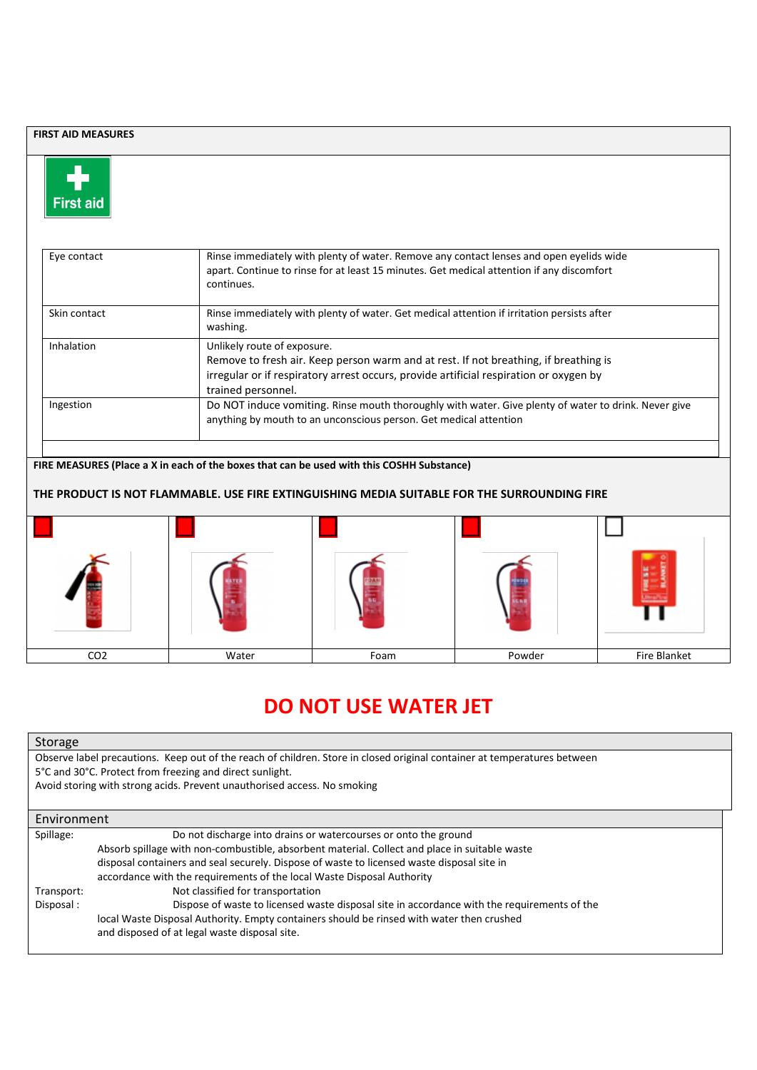## FIRST AID MEASURES

First aid

| | |
|---|---|
| Eye contact | Rinse immediately with plenty of water. Remove any contact lenses and open eyelids wide apart. Continue to rinse for at least 15 minutes. Get medical attention if any discomfort continues. |
| Skin contact | Rinse immediately with plenty of water. Get medical attention if irritation persists after washing. |
| Inhalation | Unlikely route of exposure. Remove to fresh air. Keep person warm and at rest. If not breathing, if breathing is irregular or if respiratory arrest occurs, provide artificial respiration or oxygen by trained personnel. |
| Ingestion | Do NOT induce vomiting. Rinse mouth thoroughly with water. Give plenty of water to drink. Never give anything by mouth to an unconscious person. Get medical attention |

## FIRE MEASURES (Place a X in each of the boxes that can be used with this COSHH Substance)

**THE PRODUCT IS NOT FLAMMABLE. USE FIRE EXTINGUISHING MEDIA SUITABLE FOR THE SURROUNDING FIRE**

| CO2 | Water | Foam | Powder | Fire Blanket |
|---|---|---|---|---|
| ■ | ■ | ■ | ■ | ☐ |

# DO NOT USE WATER JET

## Storage

Observe label precautions. Keep out of the reach of children. Store in closed original container at temperatures between 5°C and 30°C. Protect from freezing and direct sunlight.
Avoid storing with strong acids. Prevent unauthorised access. No smoking

## Environment

Spillage: Do not discharge into drains or watercourses or onto the ground
Absorb spillage with non-combustible, absorbent material. Collect and place in suitable waste disposal containers and seal securely. Dispose of waste to licensed waste disposal site in accordance with the requirements of the local Waste Disposal Authority

Transport: Not classified for transportation

Disposal : Dispose of waste to licensed waste disposal site in accordance with the requirements of the local Waste Disposal Authority. Empty containers should be rinsed with water then crushed and disposed of at legal waste disposal site.